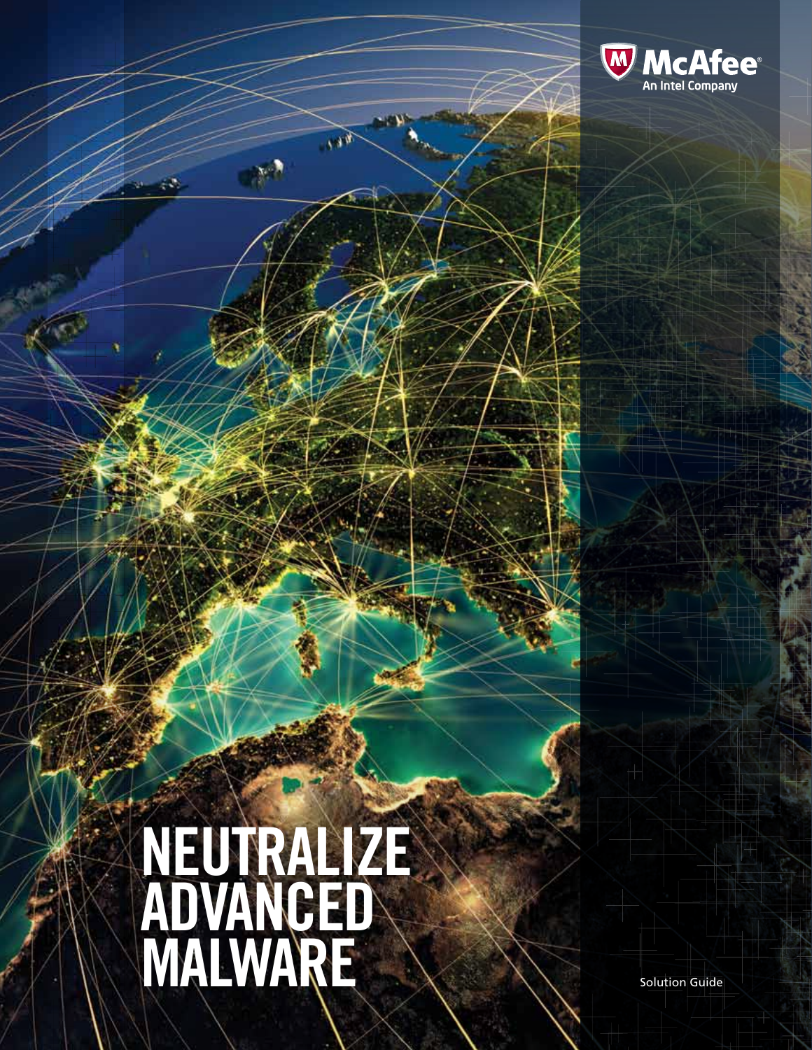McAfee

An Intel Company

# NEUTRALIZE ADVANCED MALWARE

Solution Guide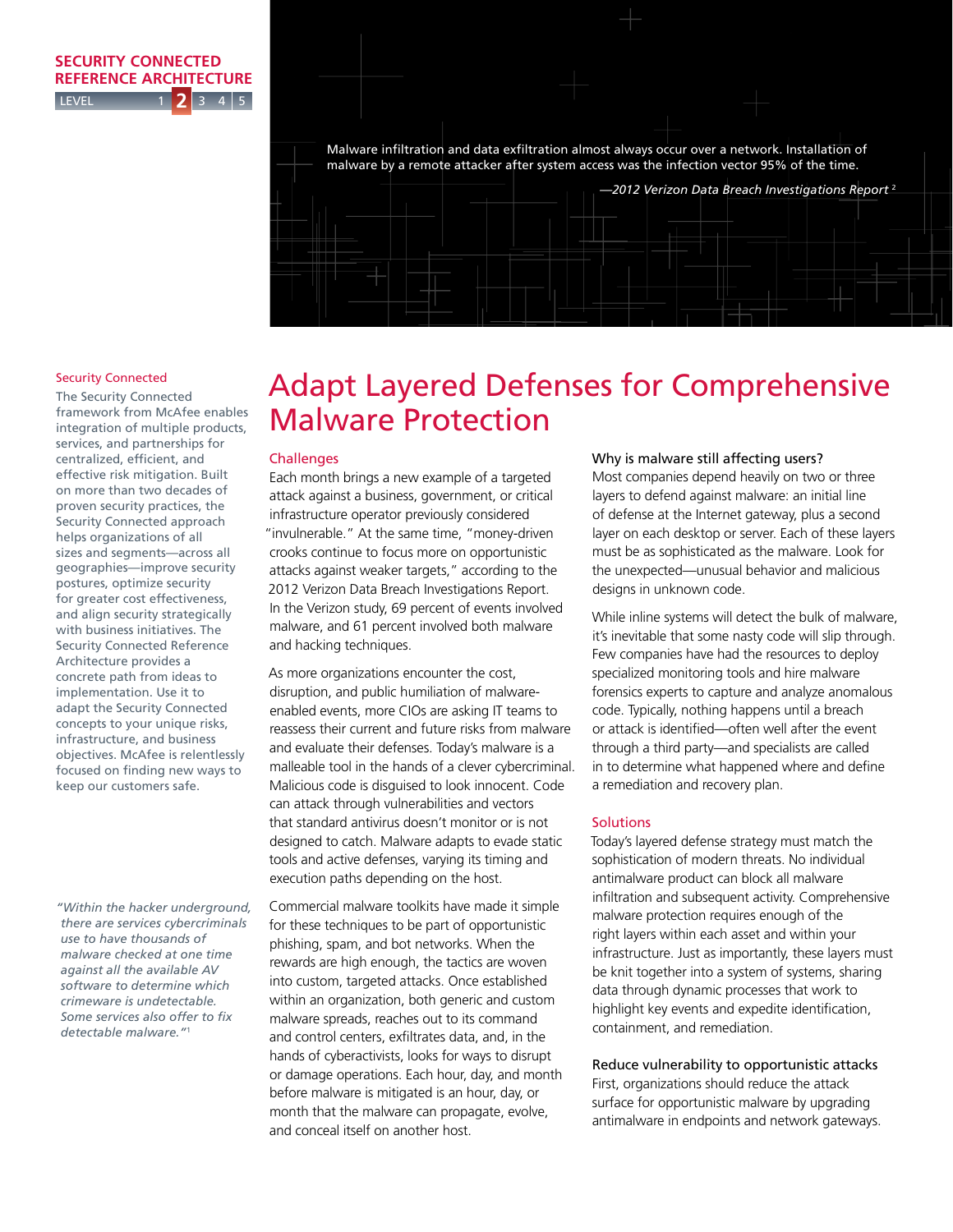> Malware infiltration and data exfiltration almost always occur over a network. Installation of malware by a remote attacker after system access was the infection vector 95% of the time.
>
> *—2012 Verizon Data Breach Investigations Report* [2]

# Adapt Layered Defenses for Comprehensive Malware Protection

## Challenges

Each month brings a new example of a targeted attack against a business, government, or critical infrastructure operator previously considered "invulnerable." At the same time, "money-driven crooks continue to focus more on opportunistic attacks against weaker targets," according to the 2012 Verizon Data Breach Investigations Report. In the Verizon study, 69 percent of events involved malware, and 61 percent involved both malware and hacking techniques.

As more organizations encounter the cost, disruption, and public humiliation of malware-enabled events, more CIOs are asking IT teams to reassess their current and future risks from malware and evaluate their defenses. Today's malware is a malleable tool in the hands of a clever cybercriminal. Malicious code is disguised to look innocent. Code can attack through vulnerabilities and vectors that standard antivirus doesn't monitor or is not designed to catch. Malware adapts to evade static tools and active defenses, varying its timing and execution paths depending on the host.

Commercial malware toolkits have made it simple for these techniques to be part of opportunistic phishing, spam, and bot networks. When the rewards are high enough, the tactics are woven into custom, targeted attacks. Once established within an organization, both generic and custom malware spreads, reaches out to its command and control centers, exfiltrates data, and, in the hands of cyberactivists, looks for ways to disrupt or damage operations. Each hour, day, and month before malware is mitigated is an hour, day, or month that the malware can propagate, evolve, and conceal itself on another host.

### Why is malware still affecting users?

Most companies depend heavily on two or three layers to defend against malware: an initial line of defense at the Internet gateway, plus a second layer on each desktop or server. Each of these layers must be as sophisticated as the malware. Look for the unexpected—unusual behavior and malicious designs in unknown code.

While inline systems will detect the bulk of malware, it's inevitable that some nasty code will slip through. Few companies have had the resources to deploy specialized monitoring tools and hire malware forensics experts to capture and analyze anomalous code. Typically, nothing happens until a breach or attack is identified—often well after the event through a third party—and specialists are called in to determine what happened where and define a remediation and recovery plan.

## Solutions

Today's layered defense strategy must match the sophistication of modern threats. No individual antimalware product can block all malware infiltration and subsequent activity. Comprehensive malware protection requires enough of the right layers within each asset and within your infrastructure. Just as importantly, these layers must be knit together into a system of systems, sharing data through dynamic processes that work to highlight key events and expedite identification, containment, and remediation.

### Reduce vulnerability to opportunistic attacks

First, organizations should reduce the attack surface for opportunistic malware by upgrading antimalware in endpoints and network gateways.

---

**Security Connected**

The Security Connected framework from McAfee enables integration of multiple products, services, and partnerships for centralized, efficient, and effective risk mitigation. Built on more than two decades of proven security practices, the Security Connected approach helps organizations of all sizes and segments—across all geographies—improve security postures, optimize security for greater cost effectiveness, and align security strategically with business initiatives. The Security Connected Reference Architecture provides a concrete path from ideas to implementation. Use it to adapt the Security Connected concepts to your unique risks, infrastructure, and business objectives. McAfee is relentlessly focused on finding new ways to keep our customers safe.

*"Within the hacker underground, there are services cybercriminals use to have thousands of malware checked at one time against all the available AV software to determine which crimeware is undetectable. Some services also offer to fix detectable malware."*[1]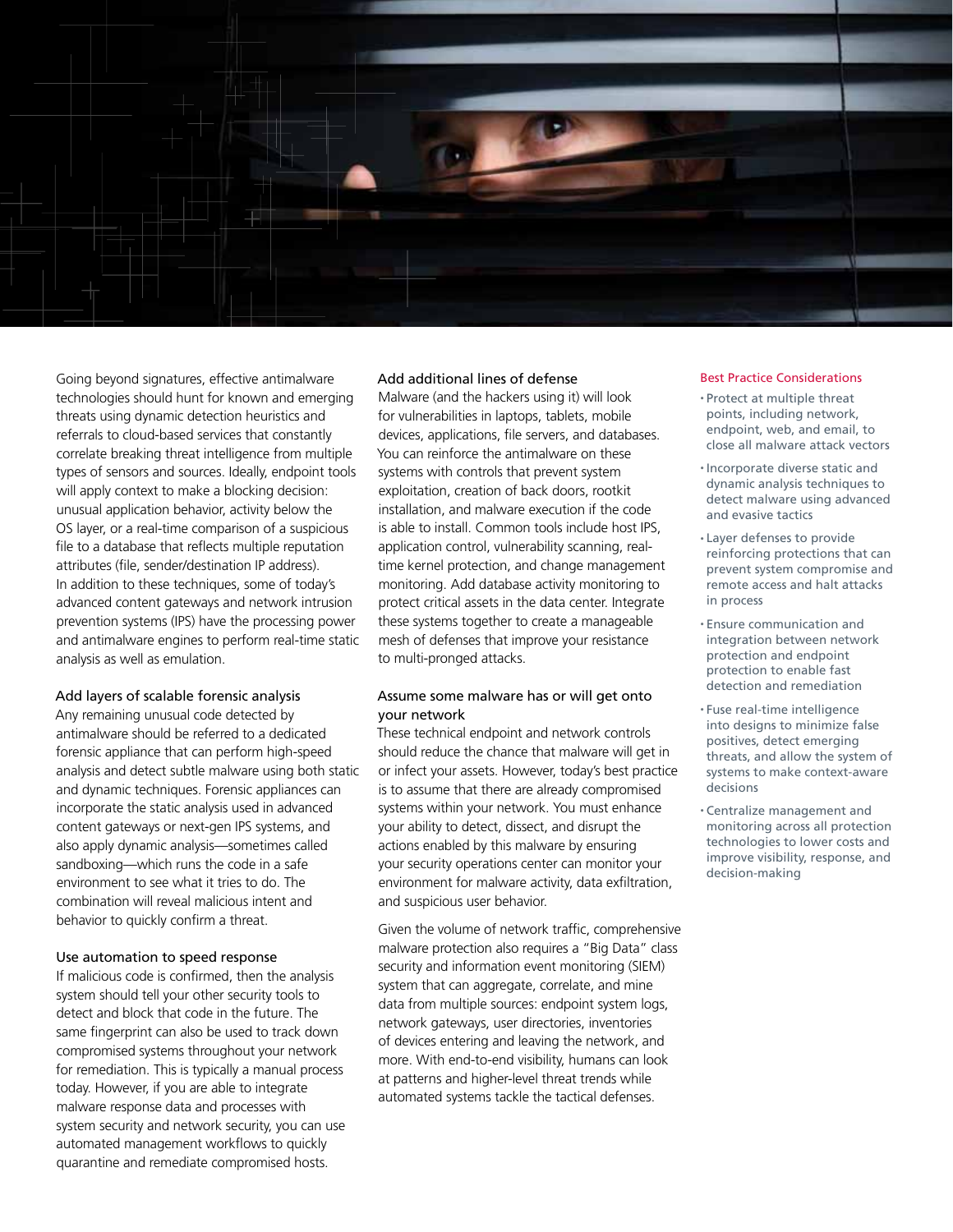Going beyond signatures, effective antimalware technologies should hunt for known and emerging threats using dynamic detection heuristics and referrals to cloud-based services that constantly correlate breaking threat intelligence from multiple types of sensors and sources. Ideally, endpoint tools will apply context to make a blocking decision: unusual application behavior, activity below the OS layer, or a real-time comparison of a suspicious file to a database that reflects multiple reputation attributes (file, sender/destination IP address). In addition to these techniques, some of today's advanced content gateways and network intrusion prevention systems (IPS) have the processing power and antimalware engines to perform real-time static analysis as well as emulation.

### Add layers of scalable forensic analysis

Any remaining unusual code detected by antimalware should be referred to a dedicated forensic appliance that can perform high-speed analysis and detect subtle malware using both static and dynamic techniques. Forensic appliances can incorporate the static analysis used in advanced content gateways or next-gen IPS systems, and also apply dynamic analysis—sometimes called sandboxing—which runs the code in a safe environment to see what it tries to do. The combination will reveal malicious intent and behavior to quickly confirm a threat.

### Use automation to speed response

If malicious code is confirmed, then the analysis system should tell your other security tools to detect and block that code in the future. The same fingerprint can also be used to track down compromised systems throughout your network for remediation. This is typically a manual process today. However, if you are able to integrate malware response data and processes with system security and network security, you can use automated management workflows to quickly quarantine and remediate compromised hosts.

### Add additional lines of defense

Malware (and the hackers using it) will look for vulnerabilities in laptops, tablets, mobile devices, applications, file servers, and databases. You can reinforce the antimalware on these systems with controls that prevent system exploitation, creation of back doors, rootkit installation, and malware execution if the code is able to install. Common tools include host IPS, application control, vulnerability scanning, real-time kernel protection, and change management monitoring. Add database activity monitoring to protect critical assets in the data center. Integrate these systems together to create a manageable mesh of defenses that improve your resistance to multi-pronged attacks.

### Assume some malware has or will get onto your network

These technical endpoint and network controls should reduce the chance that malware will get in or infect your assets. However, today's best practice is to assume that there are already compromised systems within your network. You must enhance your ability to detect, dissect, and disrupt the actions enabled by this malware by ensuring your security operations center can monitor your environment for malware activity, data exfiltration, and suspicious user behavior.

Given the volume of network traffic, comprehensive malware protection also requires a "Big Data" class security and information event monitoring (SIEM) system that can aggregate, correlate, and mine data from multiple sources: endpoint system logs, network gateways, user directories, inventories of devices entering and leaving the network, and more. With end-to-end visibility, humans can look at patterns and higher-level threat trends while automated systems tackle the tactical defenses.

### Best Practice Considerations

- Protect at multiple threat points, including network, endpoint, web, and email, to close all malware attack vectors
- Incorporate diverse static and dynamic analysis techniques to detect malware using advanced and evasive tactics
- Layer defenses to provide reinforcing protections that can prevent system compromise and remote access and halt attacks in process
- Ensure communication and integration between network protection and endpoint protection to enable fast detection and remediation
- Fuse real-time intelligence into designs to minimize false positives, detect emerging threats, and allow the system of systems to make context-aware decisions
- Centralize management and monitoring across all protection technologies to lower costs and improve visibility, response, and decision-making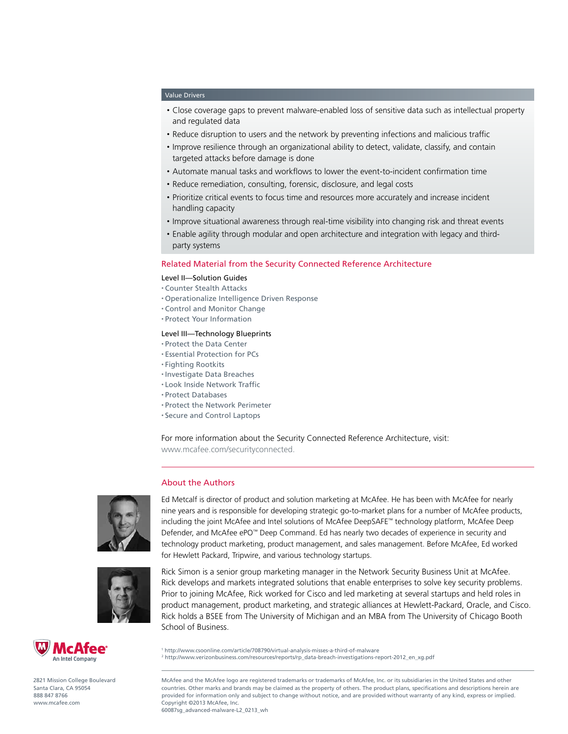## Value Drivers

- Close coverage gaps to prevent malware-enabled loss of sensitive data such as intellectual property and regulated data
- Reduce disruption to users and the network by preventing infections and malicious traffic
- Improve resilience through an organizational ability to detect, validate, classify, and contain targeted attacks before damage is done
- Automate manual tasks and workflows to lower the event-to-incident confirmation time
- Reduce remediation, consulting, forensic, disclosure, and legal costs
- Prioritize critical events to focus time and resources more accurately and increase incident handling capacity
- Improve situational awareness through real-time visibility into changing risk and threat events
- Enable agility through modular and open architecture and integration with legacy and third-party systems

## Related Material from the Security Connected Reference Architecture

**Level II—Solution Guides**

- Counter Stealth Attacks
- Operationalize Intelligence Driven Response
- Control and Monitor Change
- Protect Your Information

**Level III—Technology Blueprints**

- Protect the Data Center
- Essential Protection for PCs
- Fighting Rootkits
- Investigate Data Breaches
- Look Inside Network Traffic
- Protect Databases
- Protect the Network Perimeter
- Secure and Control Laptops

For more information about the Security Connected Reference Architecture, visit: www.mcafee.com/securityconnected.

## About the Authors

Ed Metcalf is director of product and solution marketing at McAfee. He has been with McAfee for nearly nine years and is responsible for developing strategic go-to-market plans for a number of McAfee products, including the joint McAfee and Intel solutions of McAfee DeepSAFE™ technology platform, McAfee Deep Defender, and McAfee ePO™ Deep Command. Ed has nearly two decades of experience in security and technology product marketing, product management, and sales management. Before McAfee, Ed worked for Hewlett Packard, Tripwire, and various technology startups.

Rick Simon is a senior group marketing manager in the Network Security Business Unit at McAfee. Rick develops and markets integrated solutions that enable enterprises to solve key security problems. Prior to joining McAfee, Rick worked for Cisco and led marketing at several startups and held roles in product management, product marketing, and strategic alliances at Hewlett-Packard, Oracle, and Cisco. Rick holds a BSEE from The University of Michigan and an MBA from The University of Chicago Booth School of Business.

[1] http://www.csoonline.com/article/708790/virtual-analysis-misses-a-third-of-malware
[2] http://www.verizonbusiness.com/resources/reports/rp_data-breach-investigations-report-2012_en_xg.pdf

McAfee
An Intel Company

2821 Mission College Boulevard
Santa Clara, CA 95054
888 847 8766
www.mcafee.com

McAfee and the McAfee logo are registered trademarks or trademarks of McAfee, Inc. or its subsidiaries in the United States and other countries. Other marks and brands may be claimed as the property of others. The product plans, specifications and descriptions herein are provided for information only and subject to change without notice, and are provided without warranty of any kind, express or implied. Copyright ©2013 McAfee, Inc.
60087sg_advanced-malware-L2_0213_wh